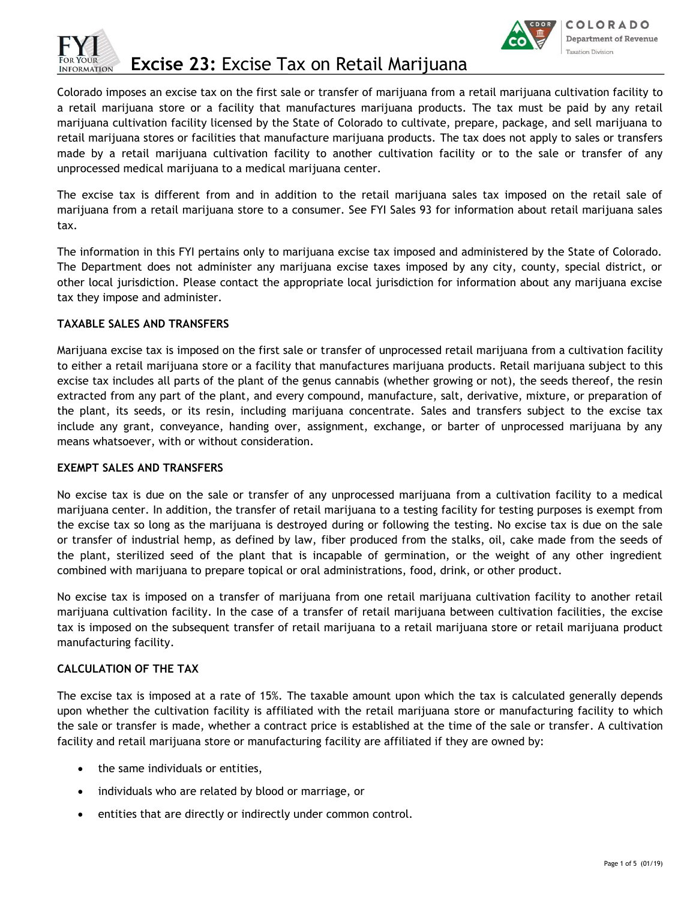# Excise 23: Excise Tax on Retail Marijuana

Colorado imposes an excise tax on the first sale or transfer of marijuana from a retail marijuana cultivation facility to a retail marijuana store or a facility that manufactures marijuana products. The tax must be paid by any retail marijuana cultivation facility licensed by the State of Colorado to cultivate, prepare, package, and sell marijuana to retail marijuana stores or facilities that manufacture marijuana products. The tax does not apply to sales or transfers made by a retail marijuana cultivation facility to another cultivation facility or to the sale or transfer of any unprocessed medical marijuana to a medical marijuana center.

The excise tax is different from and in addition to the retail marijuana sales tax imposed on the retail sale of marijuana from a retail marijuana store to a consumer. See FYI Sales 93 for information about retail marijuana sales tax.

The information in this FYI pertains only to marijuana excise tax imposed and administered by the State of Colorado. The Department does not administer any marijuana excise taxes imposed by any city, county, special district, or other local jurisdiction. Please contact the appropriate local jurisdiction for information about any marijuana excise tax they impose and administer.

## TAXABLE SALES AND TRANSFERS

Marijuana excise tax is imposed on the first sale or transfer of unprocessed retail marijuana from a cultivation facility to either a retail marijuana store or a facility that manufactures marijuana products. Retail marijuana subject to this excise tax includes all parts of the plant of the genus cannabis (whether growing or not), the seeds thereof, the resin extracted from any part of the plant, and every compound, manufacture, salt, derivative, mixture, or preparation of the plant, its seeds, or its resin, including marijuana concentrate. Sales and transfers subject to the excise tax include any grant, conveyance, handing over, assignment, exchange, or barter of unprocessed marijuana by any means whatsoever, with or without consideration.

## EXEMPT SALES AND TRANSFERS

No excise tax is due on the sale or transfer of any unprocessed marijuana from a cultivation facility to a medical marijuana center. In addition, the transfer of retail marijuana to a testing facility for testing purposes is exempt from the excise tax so long as the marijuana is destroyed during or following the testing. No excise tax is due on the sale or transfer of industrial hemp, as defined by law, fiber produced from the stalks, oil, cake made from the seeds of the plant, sterilized seed of the plant that is incapable of germination, or the weight of any other ingredient combined with marijuana to prepare topical or oral administrations, food, drink, or other product.

No excise tax is imposed on a transfer of marijuana from one retail marijuana cultivation facility to another retail marijuana cultivation facility. In the case of a transfer of retail marijuana between cultivation facilities, the excise tax is imposed on the subsequent transfer of retail marijuana to a retail marijuana store or retail marijuana product manufacturing facility.

## CALCULATION OF THE TAX

The excise tax is imposed at a rate of 15%. The taxable amount upon which the tax is calculated generally depends upon whether the cultivation facility is affiliated with the retail marijuana store or manufacturing facility to which the sale or transfer is made, whether a contract price is established at the time of the sale or transfer. A cultivation facility and retail marijuana store or manufacturing facility are affiliated if they are owned by:

- the same individuals or entities,
- individuals who are related by blood or marriage, or
- entities that are directly or indirectly under common control.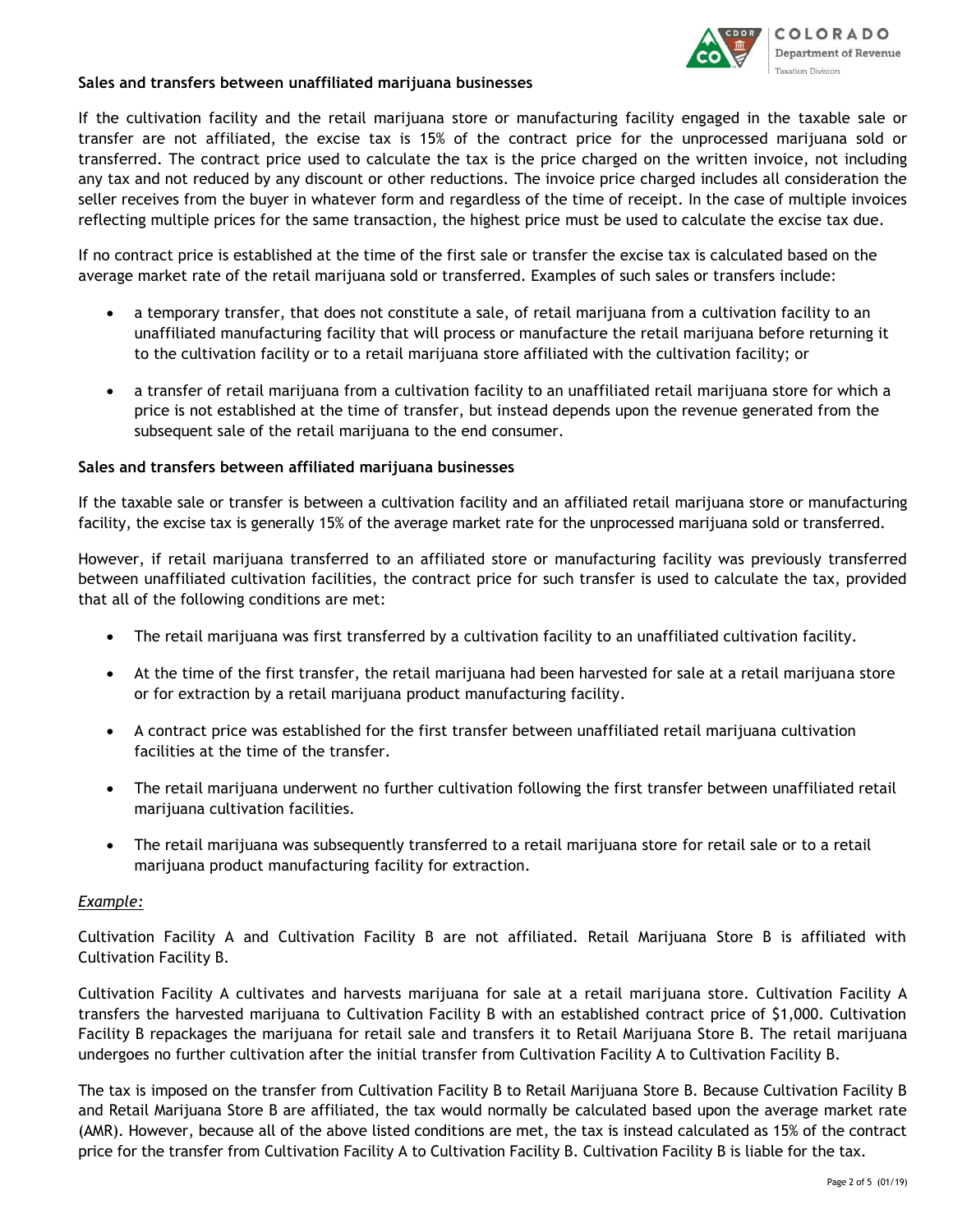### Sales and transfers between unaffiliated marijuana businesses

If the cultivation facility and the retail marijuana store or manufacturing facility engaged in the taxable sale or transfer are not affiliated, the excise tax is 15% of the contract price for the unprocessed marijuana sold or transferred. The contract price used to calculate the tax is the price charged on the written invoice, not including any tax and not reduced by any discount or other reductions. The invoice price charged includes all consideration the seller receives from the buyer in whatever form and regardless of the time of receipt. In the case of multiple invoices reflecting multiple prices for the same transaction, the highest price must be used to calculate the excise tax due.

If no contract price is established at the time of the first sale or transfer the excise tax is calculated based on the average market rate of the retail marijuana sold or transferred. Examples of such sales or transfers include:

- a temporary transfer, that does not constitute a sale, of retail marijuana from a cultivation facility to an unaffiliated manufacturing facility that will process or manufacture the retail marijuana before returning it to the cultivation facility or to a retail marijuana store affiliated with the cultivation facility; or
- a transfer of retail marijuana from a cultivation facility to an unaffiliated retail marijuana store for which a price is not established at the time of transfer, but instead depends upon the revenue generated from the subsequent sale of the retail marijuana to the end consumer.

### Sales and transfers between affiliated marijuana businesses

If the taxable sale or transfer is between a cultivation facility and an affiliated retail marijuana store or manufacturing facility, the excise tax is generally 15% of the average market rate for the unprocessed marijuana sold or transferred.

However, if retail marijuana transferred to an affiliated store or manufacturing facility was previously transferred between unaffiliated cultivation facilities, the contract price for such transfer is used to calculate the tax, provided that all of the following conditions are met:

- The retail marijuana was first transferred by a cultivation facility to an unaffiliated cultivation facility.
- At the time of the first transfer, the retail marijuana had been harvested for sale at a retail marijuana store or for extraction by a retail marijuana product manufacturing facility.
- A contract price was established for the first transfer between unaffiliated retail marijuana cultivation facilities at the time of the transfer.
- The retail marijuana underwent no further cultivation following the first transfer between unaffiliated retail marijuana cultivation facilities.
- The retail marijuana was subsequently transferred to a retail marijuana store for retail sale or to a retail marijuana product manufacturing facility for extraction.

*Example:*

Cultivation Facility A and Cultivation Facility B are not affiliated. Retail Marijuana Store B is affiliated with Cultivation Facility B.

Cultivation Facility A cultivates and harvests marijuana for sale at a retail marijuana store. Cultivation Facility A transfers the harvested marijuana to Cultivation Facility B with an established contract price of $1,000. Cultivation Facility B repackages the marijuana for retail sale and transfers it to Retail Marijuana Store B. The retail marijuana undergoes no further cultivation after the initial transfer from Cultivation Facility A to Cultivation Facility B.

The tax is imposed on the transfer from Cultivation Facility B to Retail Marijuana Store B. Because Cultivation Facility B and Retail Marijuana Store B are affiliated, the tax would normally be calculated based upon the average market rate (AMR). However, because all of the above listed conditions are met, the tax is instead calculated as 15% of the contract price for the transfer from Cultivation Facility A to Cultivation Facility B. Cultivation Facility B is liable for the tax.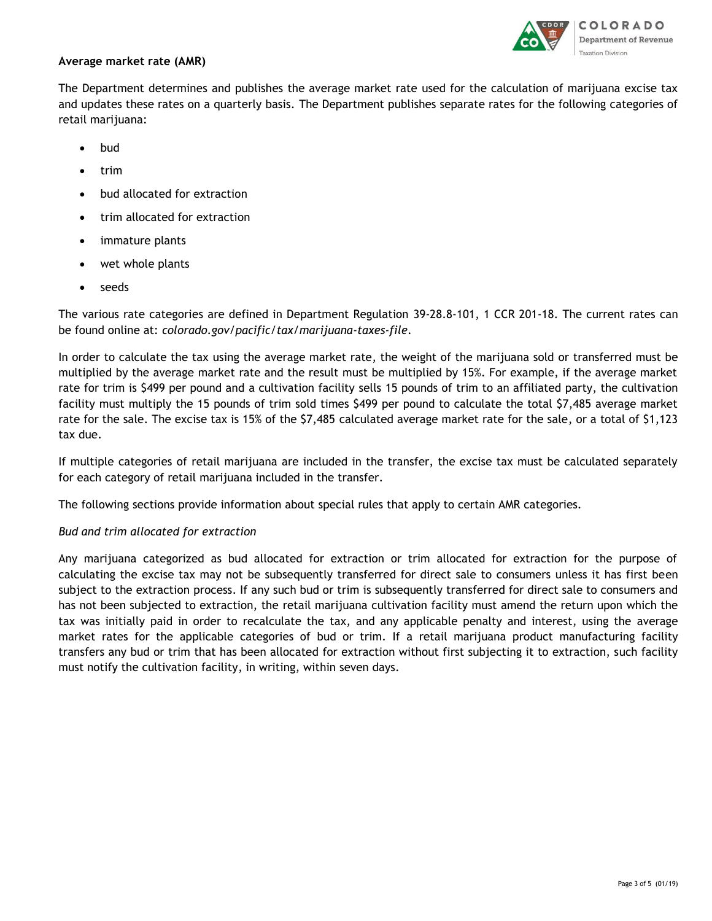**Average market rate (AMR)**

The Department determines and publishes the average market rate used for the calculation of marijuana excise tax and updates these rates on a quarterly basis. The Department publishes separate rates for the following categories of retail marijuana:

- bud
- trim
- bud allocated for extraction
- trim allocated for extraction
- immature plants
- wet whole plants
- seeds

The various rate categories are defined in Department Regulation 39-28.8-101, 1 CCR 201-18. The current rates can be found online at: *colorado.gov/pacific/tax/marijuana-taxes-file*.

In order to calculate the tax using the average market rate, the weight of the marijuana sold or transferred must be multiplied by the average market rate and the result must be multiplied by 15%. For example, if the average market rate for trim is $499 per pound and a cultivation facility sells 15 pounds of trim to an affiliated party, the cultivation facility must multiply the 15 pounds of trim sold times $499 per pound to calculate the total $7,485 average market rate for the sale. The excise tax is 15% of the $7,485 calculated average market rate for the sale, or a total of $1,123 tax due.

If multiple categories of retail marijuana are included in the transfer, the excise tax must be calculated separately for each category of retail marijuana included in the transfer.

The following sections provide information about special rules that apply to certain AMR categories.

*Bud and trim allocated for extraction*

Any marijuana categorized as bud allocated for extraction or trim allocated for extraction for the purpose of calculating the excise tax may not be subsequently transferred for direct sale to consumers unless it has first been subject to the extraction process. If any such bud or trim is subsequently transferred for direct sale to consumers and has not been subjected to extraction, the retail marijuana cultivation facility must amend the return upon which the tax was initially paid in order to recalculate the tax, and any applicable penalty and interest, using the average market rates for the applicable categories of bud or trim. If a retail marijuana product manufacturing facility transfers any bud or trim that has been allocated for extraction without first subjecting it to extraction, such facility must notify the cultivation facility, in writing, within seven days.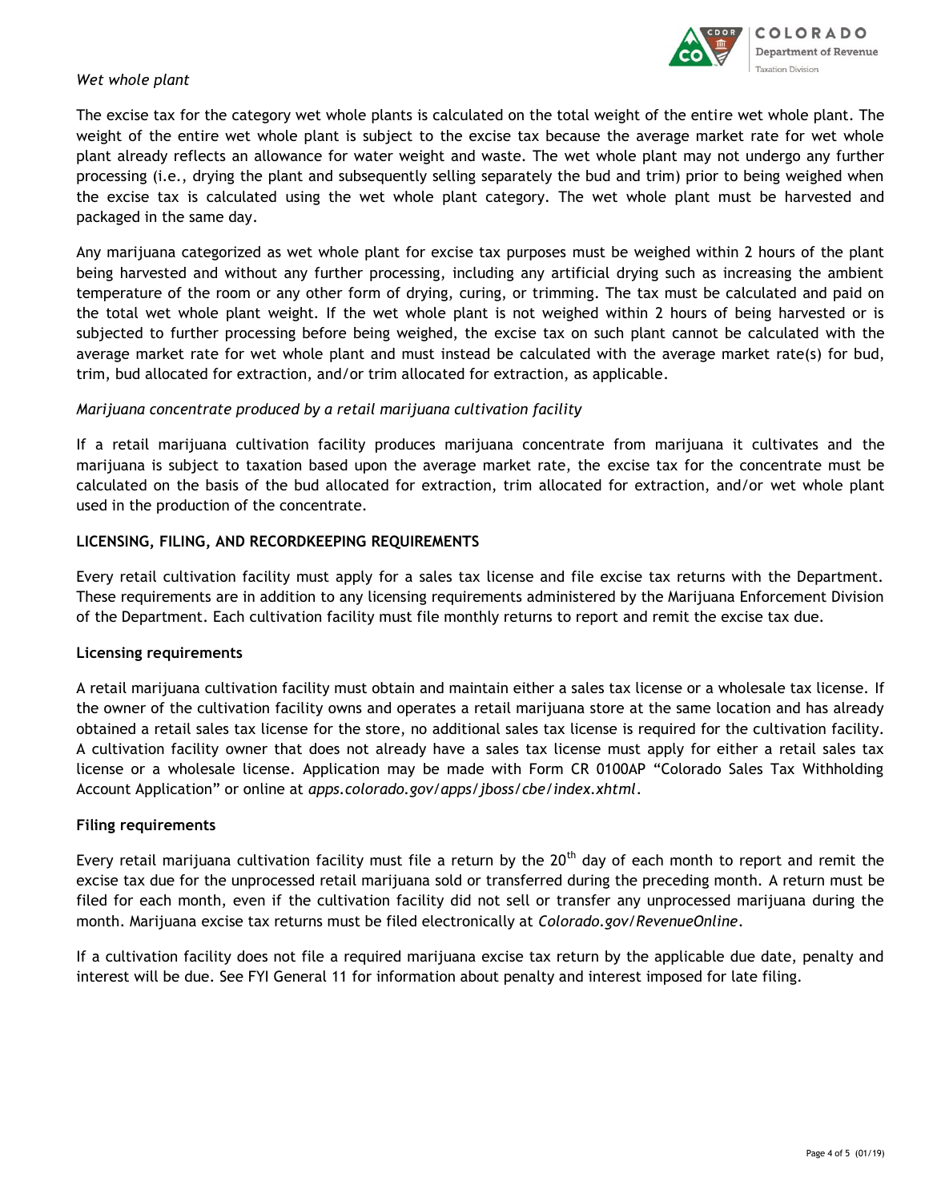*Wet whole plant*

The excise tax for the category wet whole plants is calculated on the total weight of the entire wet whole plant. The weight of the entire wet whole plant is subject to the excise tax because the average market rate for wet whole plant already reflects an allowance for water weight and waste. The wet whole plant may not undergo any further processing (i.e., drying the plant and subsequently selling separately the bud and trim) prior to being weighed when the excise tax is calculated using the wet whole plant category. The wet whole plant must be harvested and packaged in the same day.

Any marijuana categorized as wet whole plant for excise tax purposes must be weighed within 2 hours of the plant being harvested and without any further processing, including any artificial drying such as increasing the ambient temperature of the room or any other form of drying, curing, or trimming. The tax must be calculated and paid on the total wet whole plant weight. If the wet whole plant is not weighed within 2 hours of being harvested or is subjected to further processing before being weighed, the excise tax on such plant cannot be calculated with the average market rate for wet whole plant and must instead be calculated with the average market rate(s) for bud, trim, bud allocated for extraction, and/or trim allocated for extraction, as applicable.

*Marijuana concentrate produced by a retail marijuana cultivation facility*

If a retail marijuana cultivation facility produces marijuana concentrate from marijuana it cultivates and the marijuana is subject to taxation based upon the average market rate, the excise tax for the concentrate must be calculated on the basis of the bud allocated for extraction, trim allocated for extraction, and/or wet whole plant used in the production of the concentrate.

## LICENSING, FILING, AND RECORDKEEPING REQUIREMENTS

Every retail cultivation facility must apply for a sales tax license and file excise tax returns with the Department. These requirements are in addition to any licensing requirements administered by the Marijuana Enforcement Division of the Department. Each cultivation facility must file monthly returns to report and remit the excise tax due.

### Licensing requirements

A retail marijuana cultivation facility must obtain and maintain either a sales tax license or a wholesale tax license. If the owner of the cultivation facility owns and operates a retail marijuana store at the same location and has already obtained a retail sales tax license for the store, no additional sales tax license is required for the cultivation facility. A cultivation facility owner that does not already have a sales tax license must apply for either a retail sales tax license or a wholesale license. Application may be made with Form CR 0100AP "Colorado Sales Tax Withholding Account Application" or online at *apps.colorado.gov/apps/jboss/cbe/index.xhtml*.

### Filing requirements

Every retail marijuana cultivation facility must file a return by the 20th day of each month to report and remit the excise tax due for the unprocessed retail marijuana sold or transferred during the preceding month. A return must be filed for each month, even if the cultivation facility did not sell or transfer any unprocessed marijuana during the month. Marijuana excise tax returns must be filed electronically at *Colorado.gov/RevenueOnline*.

If a cultivation facility does not file a required marijuana excise tax return by the applicable due date, penalty and interest will be due. See FYI General 11 for information about penalty and interest imposed for late filing.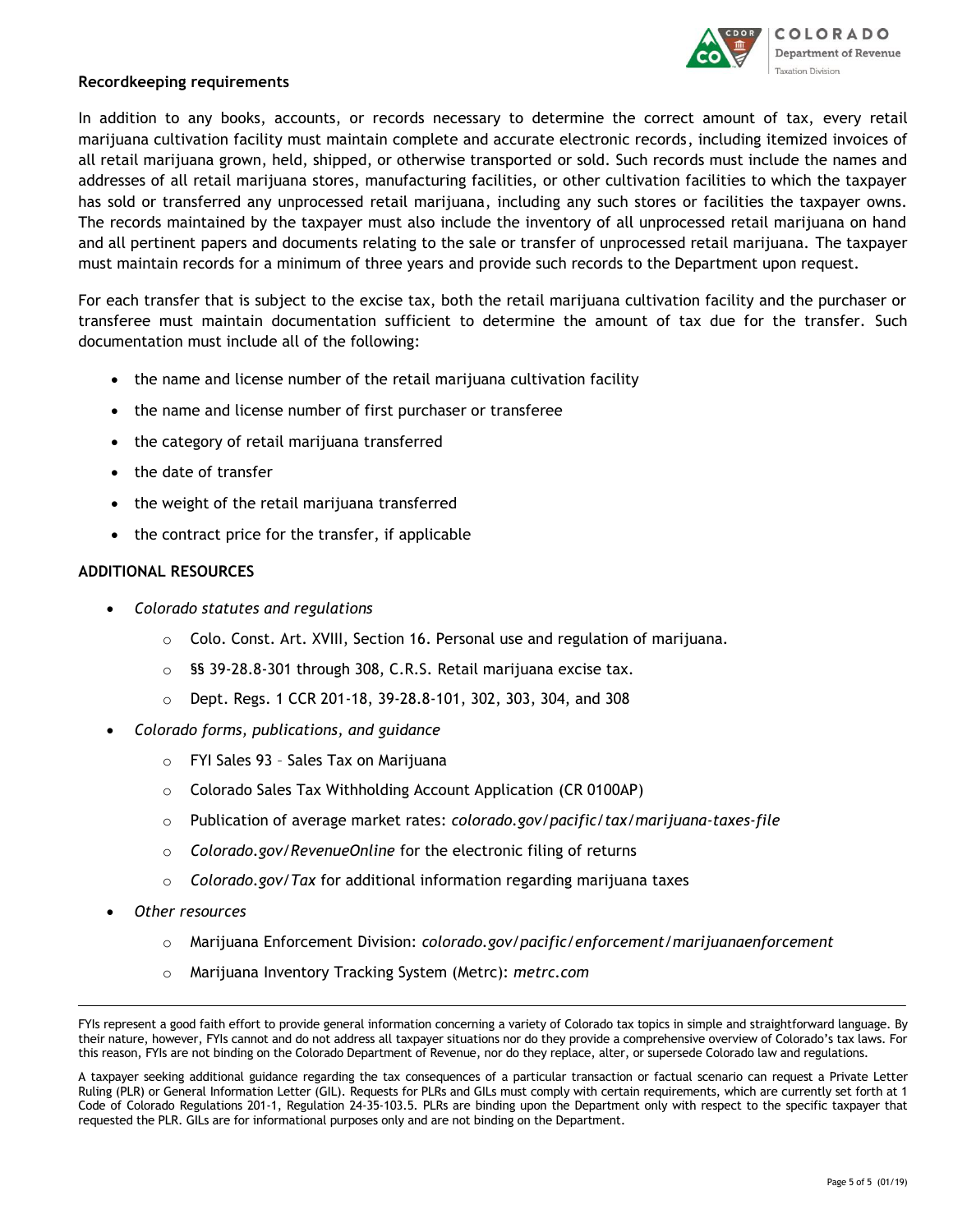## Recordkeeping requirements

In addition to any books, accounts, or records necessary to determine the correct amount of tax, every retail marijuana cultivation facility must maintain complete and accurate electronic records, including itemized invoices of all retail marijuana grown, held, shipped, or otherwise transported or sold. Such records must include the names and addresses of all retail marijuana stores, manufacturing facilities, or other cultivation facilities to which the taxpayer has sold or transferred any unprocessed retail marijuana, including any such stores or facilities the taxpayer owns. The records maintained by the taxpayer must also include the inventory of all unprocessed retail marijuana on hand and all pertinent papers and documents relating to the sale or transfer of unprocessed retail marijuana. The taxpayer must maintain records for a minimum of three years and provide such records to the Department upon request.

For each transfer that is subject to the excise tax, both the retail marijuana cultivation facility and the purchaser or transferee must maintain documentation sufficient to determine the amount of tax due for the transfer. Such documentation must include all of the following:

- the name and license number of the retail marijuana cultivation facility
- the name and license number of first purchaser or transferee
- the category of retail marijuana transferred
- the date of transfer
- the weight of the retail marijuana transferred
- the contract price for the transfer, if applicable

## ADDITIONAL RESOURCES

- *Colorado statutes and regulations*
  - Colo. Const. Art. XVIII, Section 16. Personal use and regulation of marijuana.
  - §§ 39-28.8-301 through 308, C.R.S. Retail marijuana excise tax.
  - Dept. Regs. 1 CCR 201-18, 39-28.8-101, 302, 303, 304, and 308
- *Colorado forms, publications, and guidance*
  - FYI Sales 93 – Sales Tax on Marijuana
  - Colorado Sales Tax Withholding Account Application (CR 0100AP)
  - Publication of average market rates: *colorado.gov/pacific/tax/marijuana-taxes-file*
  - *Colorado.gov/RevenueOnline* for the electronic filing of returns
  - *Colorado.gov/Tax* for additional information regarding marijuana taxes
- *Other resources*
  - Marijuana Enforcement Division: *colorado.gov/pacific/enforcement/marijuanaenforcement*
  - Marijuana Inventory Tracking System (Metrc): *metrc.com*

---

FYIs represent a good faith effort to provide general information concerning a variety of Colorado tax topics in simple and straightforward language. By their nature, however, FYIs cannot and do not address all taxpayer situations nor do they provide a comprehensive overview of Colorado's tax laws. For this reason, FYIs are not binding on the Colorado Department of Revenue, nor do they replace, alter, or supersede Colorado law and regulations.

A taxpayer seeking additional guidance regarding the tax consequences of a particular transaction or factual scenario can request a Private Letter Ruling (PLR) or General Information Letter (GIL). Requests for PLRs and GILs must comply with certain requirements, which are currently set forth at 1 Code of Colorado Regulations 201-1, Regulation 24-35-103.5. PLRs are binding upon the Department only with respect to the specific taxpayer that requested the PLR. GILs are for informational purposes only and are not binding on the Department.